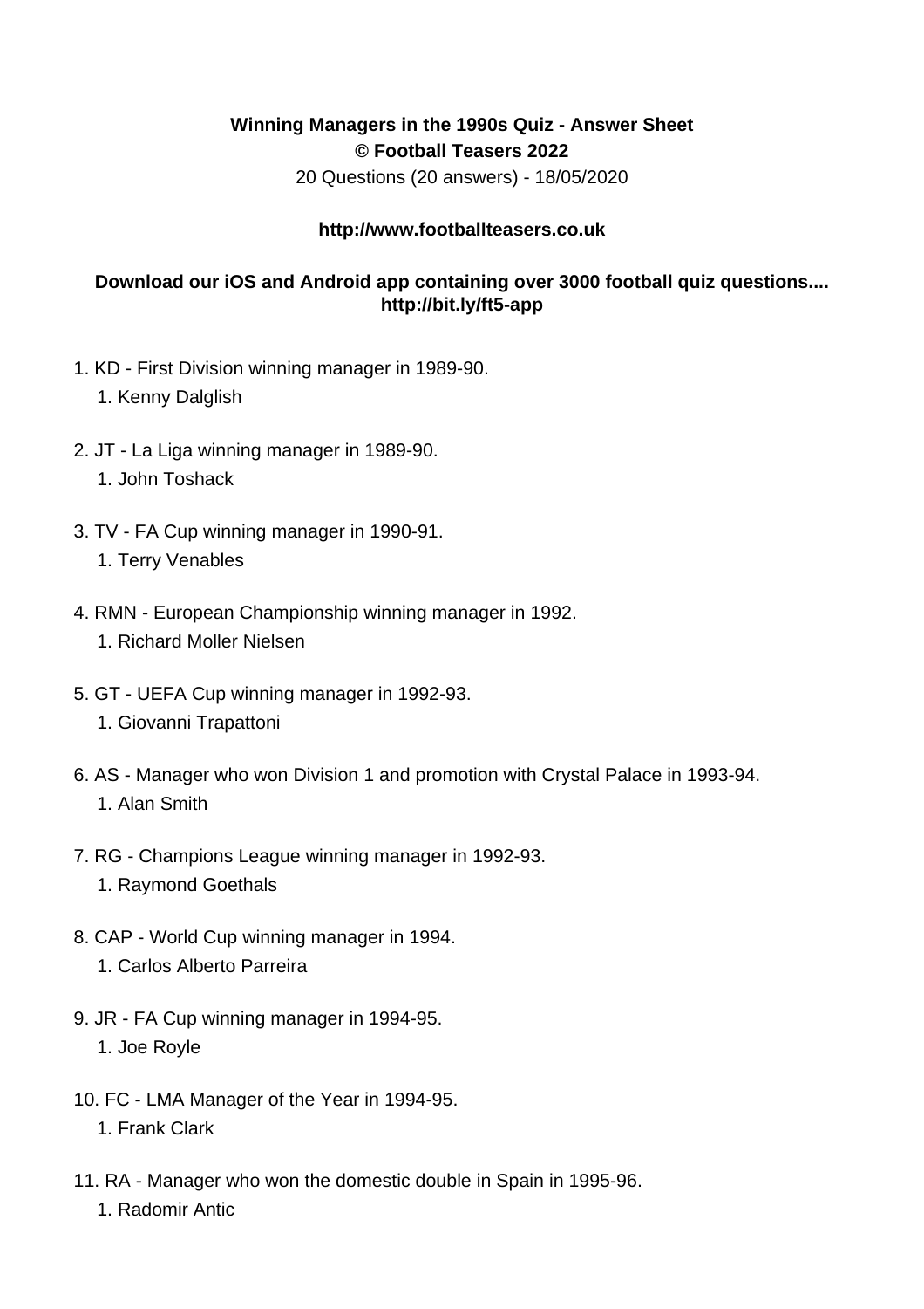**Winning Managers in the 1990s Quiz - Answer Sheet**
**© Football Teasers 2022**
20 Questions (20 answers) - 18/05/2020

**http://www.footballteasers.co.uk**

**Download our iOS and Android app containing over 3000 football quiz questions.... http://bit.ly/ft5-app**

1. KD - First Division winning manager in 1989-90.
    1. Kenny Dalglish
2. JT - La Liga winning manager in 1989-90.
    1. John Toshack
3. TV - FA Cup winning manager in 1990-91.
    1. Terry Venables
4. RMN - European Championship winning manager in 1992.
    1. Richard Moller Nielsen
5. GT - UEFA Cup winning manager in 1992-93.
    1. Giovanni Trapattoni
6. AS - Manager who won Division 1 and promotion with Crystal Palace in 1993-94.
    1. Alan Smith
7. RG - Champions League winning manager in 1992-93.
    1. Raymond Goethals
8. CAP - World Cup winning manager in 1994.
    1. Carlos Alberto Parreira
9. JR - FA Cup winning manager in 1994-95.
    1. Joe Royle
10. FC - LMA Manager of the Year in 1994-95.
    1. Frank Clark
11. RA - Manager who won the domestic double in Spain in 1995-96.
    1. Radomir Antic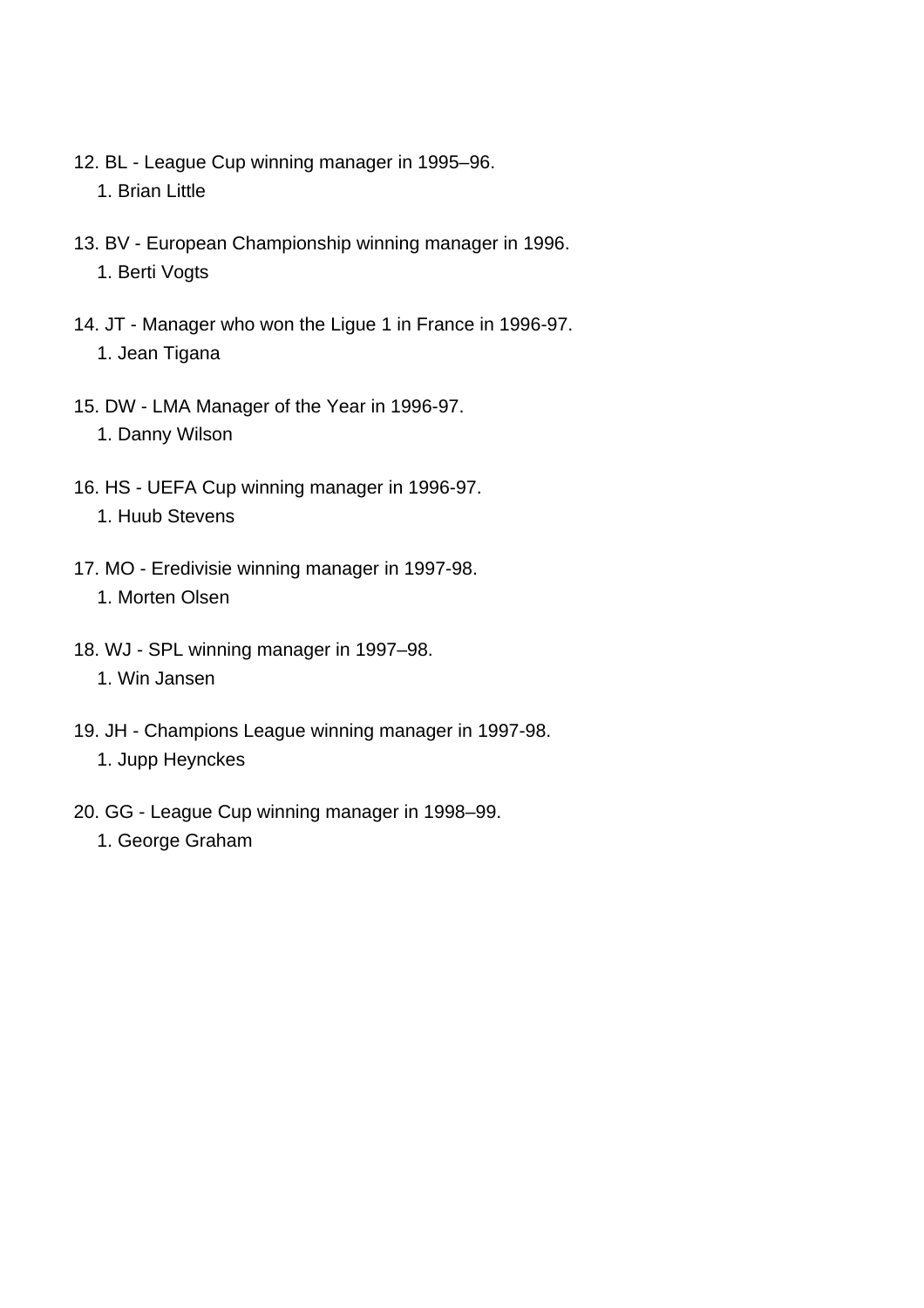12. BL - League Cup winning manager in 1995–96.
    1. Brian Little

13. BV - European Championship winning manager in 1996.
    1. Berti Vogts

14. JT - Manager who won the Ligue 1 in France in 1996-97.
    1. Jean Tigana

15. DW - LMA Manager of the Year in 1996-97.
    1. Danny Wilson

16. HS - UEFA Cup winning manager in 1996-97.
    1. Huub Stevens

17. MO - Eredivisie winning manager in 1997-98.
    1. Morten Olsen

18. WJ - SPL winning manager in 1997–98.
    1. Win Jansen

19. JH - Champions League winning manager in 1997-98.
    1. Jupp Heynckes

20. GG - League Cup winning manager in 1998–99.
    1. George Graham